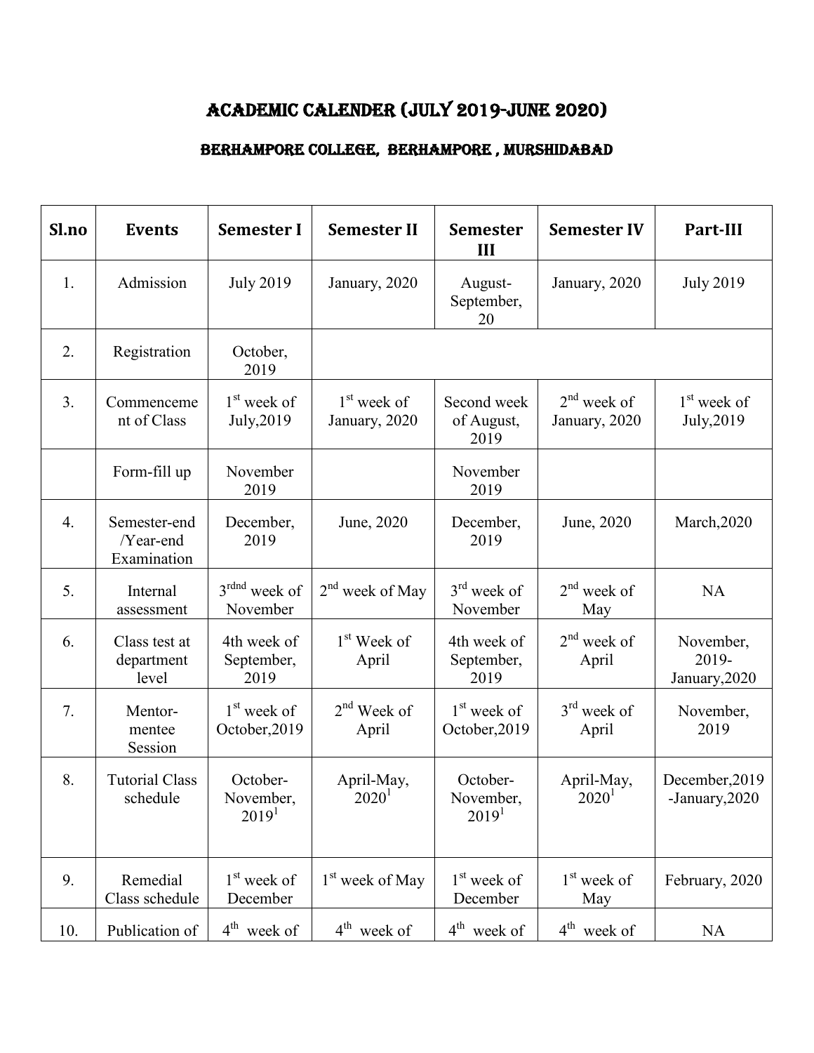# ACADEMIC CALENDER (JULY 2019-JUNE 2020)

## BERHAMPORE COLLEGE, BERHAMPORE , MURSHIDABAD

| Sl.no | Events | Semester I | Semester II | Semester III | Semester IV | Part-III |
|---|---|---|---|---|---|---|
| 1. | Admission | July 2019 | January, 2020 | August-September, 20 | January, 2020 | July 2019 |
| 2. | Registration | October, 2019 | | | | |
| 3. | Commencement of Class | 1st week of July,2019 | 1st week of January, 2020 | Second week of August, 2019 | 2nd week of January, 2020 | 1st week of July,2019 |
| | Form-fill up | November 2019 | | November 2019 | | |
| 4. | Semester-end /Year-end Examination | December, 2019 | June, 2020 | December, 2019 | June, 2020 | March,2020 |
| 5. | Internal assessment | 3rdnd week of November | 2nd week of May | 3rd week of November | 2nd week of May | NA |
| 6. | Class test at department level | 4th week of September, 2019 | 1st Week of April | 4th week of September, 2019 | 2nd week of April | November, 2019-January,2020 |
| 7. | Mentor-mentee Session | 1st week of October,2019 | 2nd Week of April | 1st week of October,2019 | 3rd week of April | November, 2019 |
| 8. | Tutorial Class schedule | October-November, 2019[1] | April-May, 2020[1] | October-November, 2019[1] | April-May, 2020[1] | December,2019 -January,2020 |
| 9. | Remedial Class schedule | 1st week of December | 1st week of May | 1st week of December | 1st week of May | February, 2020 |
| 10. | Publication of | 4th week of | 4th week of | 4th week of | 4th week of | NA |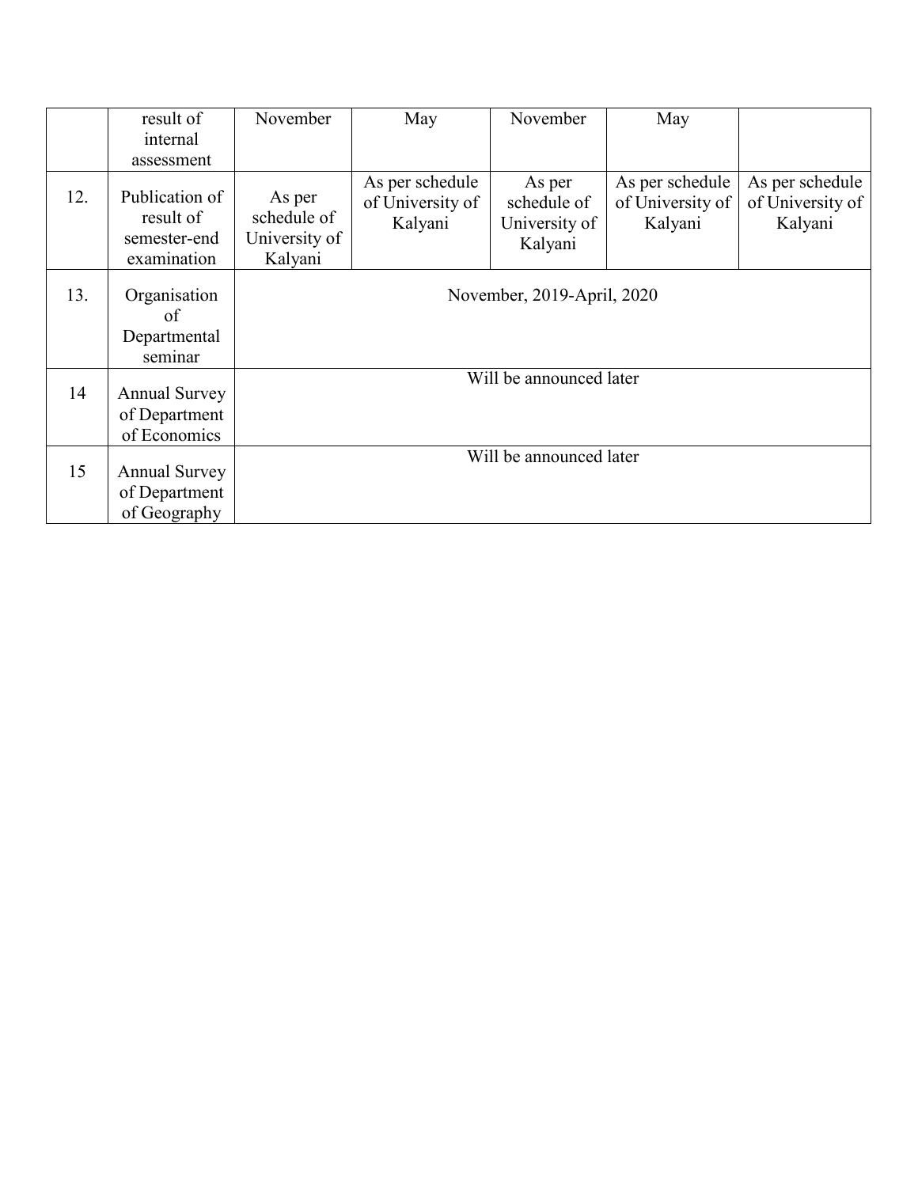| | | | | | | |
|---|---|---|---|---|---|---|
| | result of internal assessment | November | May | November | May | |
| 12. | Publication of result of semester-end examination | As per schedule of University of Kalyani | As per schedule of University of Kalyani | As per schedule of University of Kalyani | As per schedule of University of Kalyani | As per schedule of University of Kalyani |
| 13. | Organisation of Departmental seminar | November, 2019-April, 2020 | | | | |
| 14 | Annual Survey of Department of Economics | Will be announced later | | | | |
| 15 | Annual Survey of Department of Geography | Will be announced later | | | | |